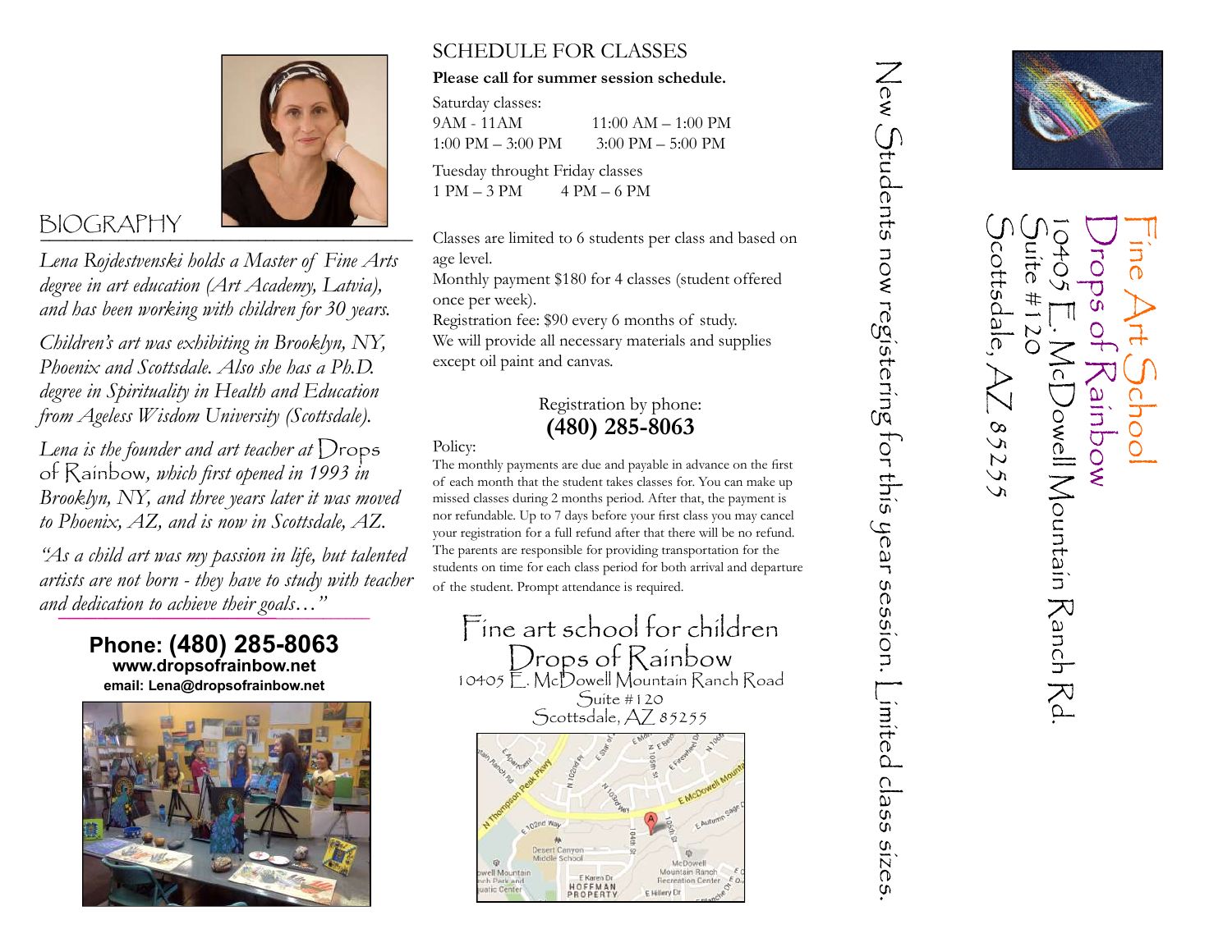## BIOGRAPHY

*Lena Rojdestvenski holds a Master of Fine Arts degree in art education (Art Academy, Latvia), and has been working with children for 30 years.*

*Children's art was exhibiting in Brooklyn, NY, Phoenix and Scottsdale. Also she has a Ph.D. degree in Spirituality in Health and Education from Ageless Wisdom University (Scottsdale).*

*Lena is the founder and art teacher at* Drops of Rainbow*, which first opened in 1993 in Brooklyn, NY, and three years later it was moved to Phoenix, AZ, and is now in Scottsdale, AZ.*

*"As a child art was my passion in life, but talented artists are not born - they have to study with teacher and dedication to achieve their goals…"*

**Phone: (480) 285-8063**
**www.dropsofrainbow.net**
**email: Lena@dropsofrainbow.net**

## SCHEDULE FOR CLASSES

**Please call for summer session schedule.**

Saturday classes:
9AM - 11AM — 11:00 AM – 1:00 PM
1:00 PM – 3:00 PM — 3:00 PM – 5:00 PM

Tuesday throught Friday classes
1 PM – 3 PM — 4 PM – 6 PM

Classes are limited to 6 students per class and based on age level.
Monthly payment $180 for 4 classes (student offered once per week).
Registration fee: $90 every 6 months of study.
We will provide all necessary materials and supplies except oil paint and canvas.

Registration by phone:
**(480) 285-8063**

Policy:
The monthly payments are due and payable in advance on the first of each month that the student takes classes for. You can make up missed classes during 2 months period. After that, the payment is nor refundable. Up to 7 days before your first class you may cancel your registration for a full refund after that there will be no refund. The parents are responsible for providing transportation for the students on time for each class period for both arrival and departure of the student. Prompt attendance is required.

Fine art school for children
Drops of Rainbow
10405 E. McDowell Mountain Ranch Road
Suite #120
Scottsdale, AZ 85255

New Students now registering for this year session. Limited class sizes.

Fine Art School
Drops of Rainbow
10405 E. McDowell Mountain Ranch Rd.
Suite #120
Scottsdale, AZ 85255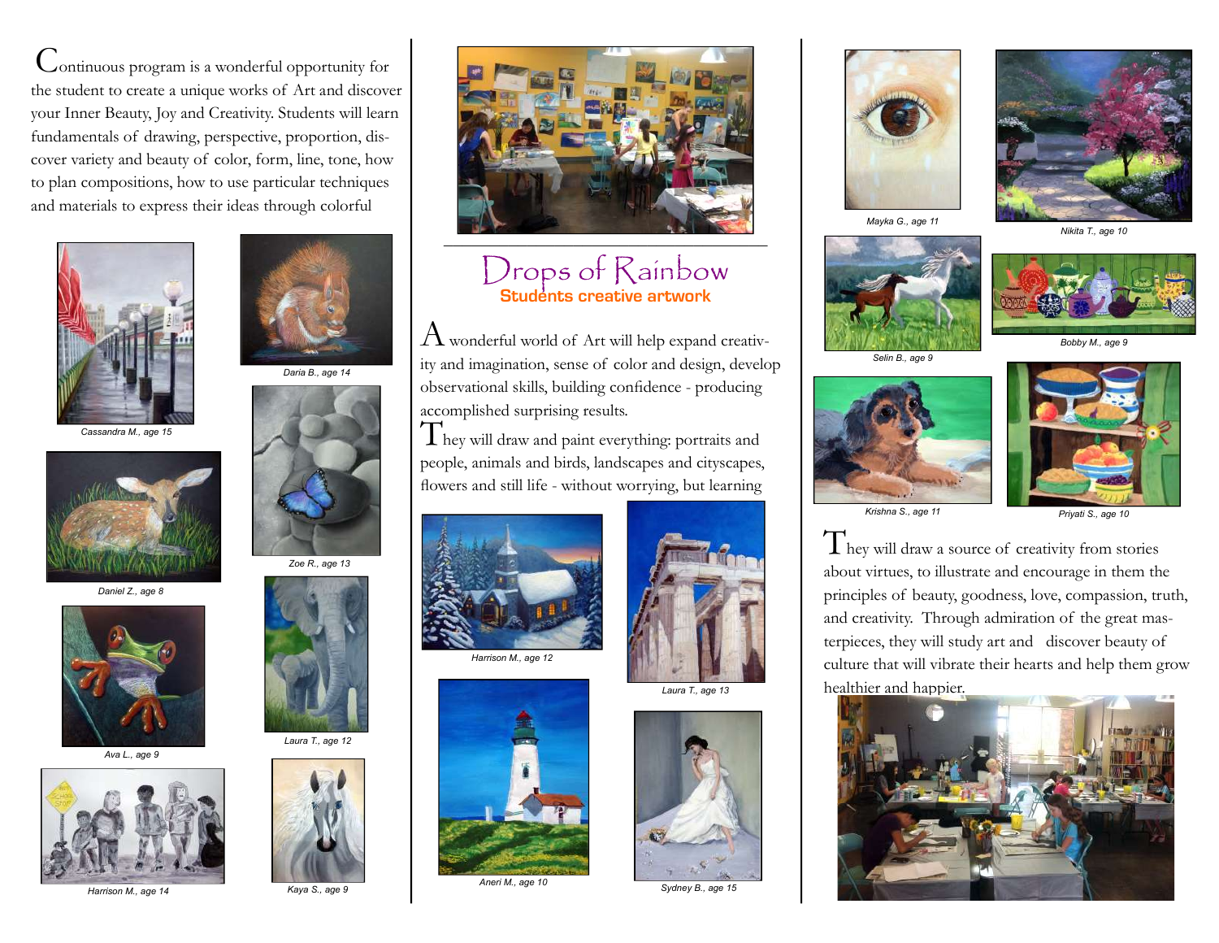Continuous program is a wonderful opportunity for the student to create a unique works of Art and discover your Inner Beauty, Joy and Creativity. Students will learn fundamentals of drawing, perspective, proportion, discover variety and beauty of color, form, line, tone, how to plan compositions, how to use particular techniques and materials to express their ideas through colorful

Cassandra M., age 15

Daria B., age 14

Daniel Z., age 8

Zoe R., age 13

Ava L., age 9

Laura T., age 12

Harrison M., age 14

Kaya S., age 9

# Drops of Rainbow

## Students creative artwork

A wonderful world of Art will help expand creativity and imagination, sense of color and design, develop observational skills, building confidence - producing accomplished surprising results.

They will draw and paint everything: portraits and people, animals and birds, landscapes and cityscapes, flowers and still life - without worrying, but learning

Harrison M., age 12

Laura T., age 13

Aneri M., age 10

Sydney B., age 15

Mayka G., age 11

Nikita T., age 10

Selin B., age 9

Bobby M., age 9

Krishna S., age 11

Priyati S., age 10

They will draw a source of creativity from stories about virtues, to illustrate and encourage in them the principles of beauty, goodness, love, compassion, truth, and creativity. Through admiration of the great masterpieces, they will study art and discover beauty of culture that will vibrate their hearts and help them grow healthier and happier.